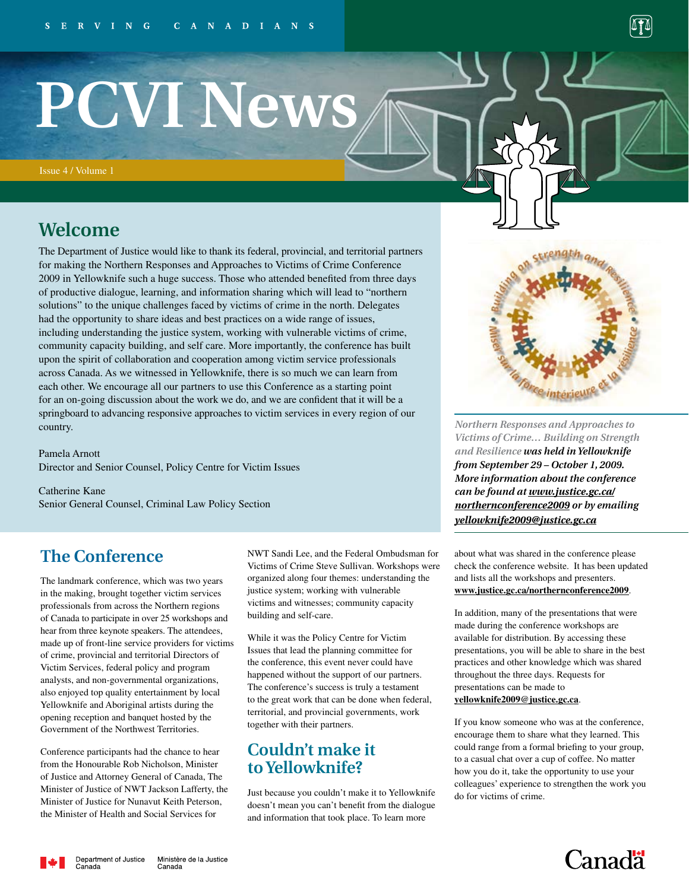SERVING CANADIANS

# PCVI News

Issue 4 / Volume 1

## Welcome

The Department of Justice would like to thank its federal, provincial, and territorial partners for making the Northern Responses and Approaches to Victims of Crime Conference 2009 in Yellowknife such a huge success. Those who attended benefited from three days of productive dialogue, learning, and information sharing which will lead to "northern solutions" to the unique challenges faced by victims of crime in the north. Delegates had the opportunity to share ideas and best practices on a wide range of issues, including understanding the justice system, working with vulnerable victims of crime, community capacity building, and self care. More importantly, the conference has built upon the spirit of collaboration and cooperation among victim service professionals across Canada. As we witnessed in Yellowknife, there is so much we can learn from each other. We encourage all our partners to use this Conference as a starting point for an on-going discussion about the work we do, and we are confident that it will be a springboard to advancing responsive approaches to victim services in every region of our country.

Pamela Arnott
Director and Senior Counsel, Policy Centre for Victim Issues

Catherine Kane
Senior General Counsel, Criminal Law Policy Section

*Northern Responses and Approaches to Victims of Crime… Building on Strength and Resilience* ***was held in Yellowknife from September 29 – October 1, 2009. More information about the conference can be found at www.justice.gc.ca/northernconference2009 or by emailing yellowknife2009@justice.gc.ca***

## The Conference

The landmark conference, which was two years in the making, brought together victim services professionals from across the Northern regions of Canada to participate in over 25 workshops and hear from three keynote speakers. The attendees, made up of front-line service providers for victims of crime, provincial and territorial Directors of Victim Services, federal policy and program analysts, and non-governmental organizations, also enjoyed top quality entertainment by local Yellowknife and Aboriginal artists during the opening reception and banquet hosted by the Government of the Northwest Territories.

Conference participants had the chance to hear from the Honourable Rob Nicholson, Minister of Justice and Attorney General of Canada, The Minister of Justice of NWT Jackson Lafferty, the Minister of Justice for Nunavut Keith Peterson, the Minister of Health and Social Services for NWT Sandi Lee, and the Federal Ombudsman for Victims of Crime Steve Sullivan. Workshops were organized along four themes: understanding the justice system; working with vulnerable victims and witnesses; community capacity building and self-care.

While it was the Policy Centre for Victim Issues that lead the planning committee for the conference, this event never could have happened without the support of our partners. The conference's success is truly a testament to the great work that can be done when federal, territorial, and provincial governments, work together with their partners.

## Couldn't make it to Yellowknife?

Just because you couldn't make it to Yellowknife doesn't mean you can't benefit from the dialogue and information that took place. To learn more about what was shared in the conference please check the conference website. It has been updated and lists all the workshops and presenters. **www.justice.gc.ca/northernconference2009**.

In addition, many of the presentations that were made during the conference workshops are available for distribution. By accessing these presentations, you will be able to share in the best practices and other knowledge which was shared throughout the three days. Requests for presentations can be made to **yellowknife2009@justice.gc.ca**.

If you know someone who was at the conference, encourage them to share what they learned. This could range from a formal briefing to your group, to a casual chat over a cup of coffee. No matter how you do it, take the opportunity to use your colleagues' experience to strengthen the work you do for victims of crime.

Department of Justice Canada / Ministère de la Justice Canada

Canada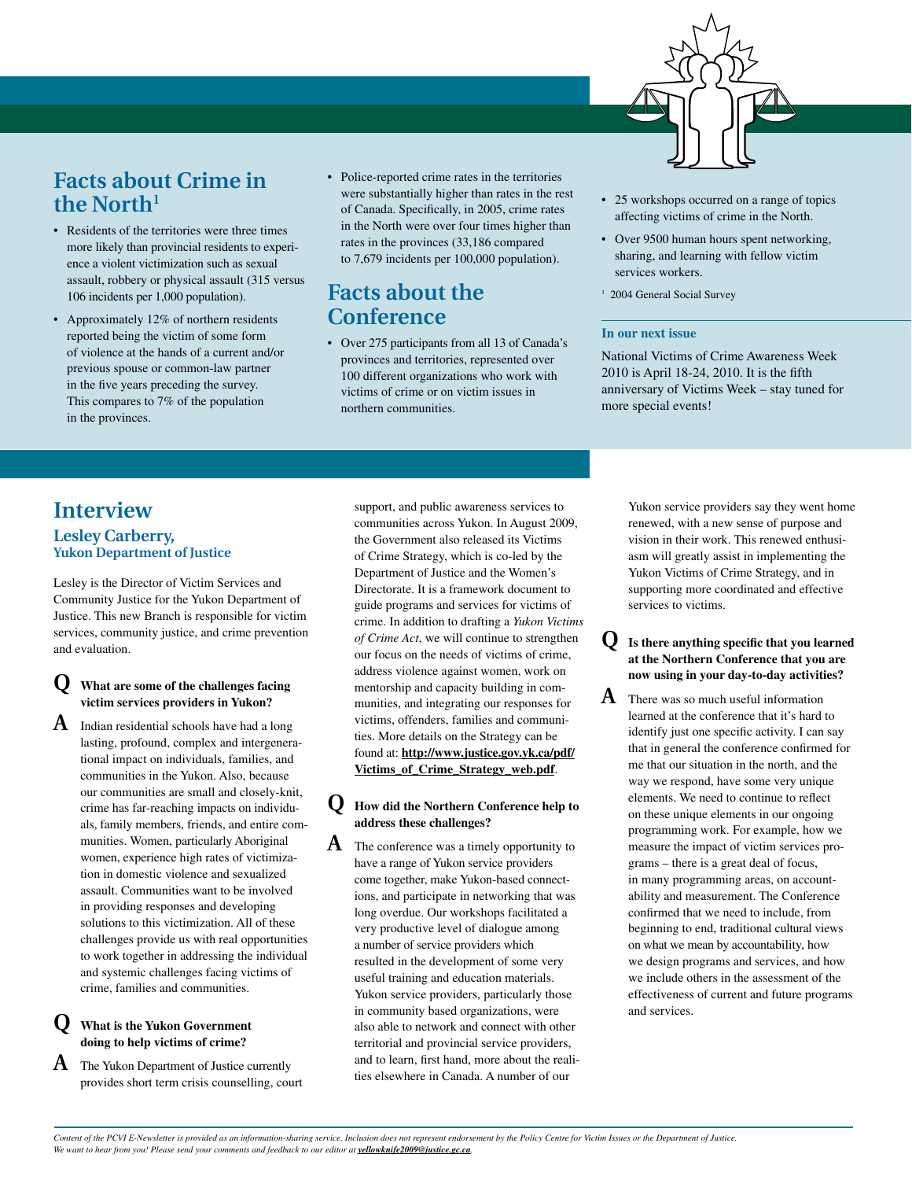## Facts about Crime in the North[1]

- Residents of the territories were three times more likely than provincial residents to experience a violent victimization such as sexual assault, robbery or physical assault (315 versus 106 incidents per 1,000 population).
- Approximately 12% of northern residents reported being the victim of some form of violence at the hands of a current and/or previous spouse or common-law partner in the five years preceding the survey. This compares to 7% of the population in the provinces.
- Police-reported crime rates in the territories were substantially higher than rates in the rest of Canada. Specifically, in 2005, crime rates in the North were over four times higher than rates in the provinces (33,186 compared to 7,679 incidents per 100,000 population).

## Facts about the Conference

- Over 275 participants from all 13 of Canada's provinces and territories, represented over 100 different organizations who work with victims of crime or on victim issues in northern communities.
- 25 workshops occurred on a range of topics affecting victims of crime in the North.
- Over 9500 human hours spent networking, sharing, and learning with fellow victim services workers.

[1] 2004 General Social Survey

### In our next issue

National Victims of Crime Awareness Week 2010 is April 18-24, 2010. It is the fifth anniversary of Victims Week – stay tuned for more special events!

## Interview

### Lesley Carberry, Yukon Department of Justice

Lesley is the Director of Victim Services and Community Justice for the Yukon Department of Justice. This new Branch is responsible for victim services, community justice, and crime prevention and evaluation.

**Q What are some of the challenges facing victim services providers in Yukon?**

**A** Indian residential schools have had a long lasting, profound, complex and intergenerational impact on individuals, families, and communities in the Yukon. Also, because our communities are small and closely-knit, crime has far-reaching impacts on individuals, family members, friends, and entire communities. Women, particularly Aboriginal women, experience high rates of victimization in domestic violence and sexualized assault. Communities want to be involved in providing responses and developing solutions to this victimization. All of these challenges provide us with real opportunities to work together in addressing the individual and systemic challenges facing victims of crime, families and communities.

**Q What is the Yukon Government doing to help victims of crime?**

**A** The Yukon Department of Justice currently provides short term crisis counselling, court support, and public awareness services to communities across Yukon. In August 2009, the Government also released its Victims of Crime Strategy, which is co-led by the Department of Justice and the Women's Directorate. It is a framework document to guide programs and services for victims of crime. In addition to drafting a *Yukon Victims of Crime Act*, we will continue to strengthen our focus on the needs of victims of crime, address violence against women, work on mentorship and capacity building in communities, and integrating our responses for victims, offenders, families and communities. More details on the Strategy can be found at: **http://www.justice.gov.yk.ca/pdf/Victims_of_Crime_Strategy_web.pdf**.

**Q How did the Northern Conference help to address these challenges?**

**A** The conference was a timely opportunity to have a range of Yukon service providers come together, make Yukon-based connections, and participate in networking that was long overdue. Our workshops facilitated a very productive level of dialogue among a number of service providers which resulted in the development of some very useful training and education materials. Yukon service providers, particularly those in community based organizations, were also able to network and connect with other territorial and provincial service providers, and to learn, first hand, more about the realities elsewhere in Canada. A number of our Yukon service providers say they went home renewed, with a new sense of purpose and vision in their work. This renewed enthusiasm will greatly assist in implementing the Yukon Victims of Crime Strategy, and in supporting more coordinated and effective services to victims.

**Q Is there anything specific that you learned at the Northern Conference that you are now using in your day-to-day activities?**

**A** There was so much useful information learned at the conference that it's hard to identify just one specific activity. I can say that in general the conference confirmed for me that our situation in the north, and the way we respond, have some very unique elements. We need to continue to reflect on these unique elements in our ongoing programming work. For example, how we measure the impact of victim services programs – there is a great deal of focus, in many programming areas, on accountability and measurement. The Conference confirmed that we need to include, from beginning to end, traditional cultural views on what we mean by accountability, how we design programs and services, and how we include others in the assessment of the effectiveness of current and future programs and services.

*Content of the PCVI E-Newsletter is provided as an information-sharing service. Inclusion does not represent endorsement by the Policy Centre for Victim Issues or the Department of Justice. We want to hear from you! Please send your comments and feedback to our editor at **yellowknife2009@justice.gc.ca**.*